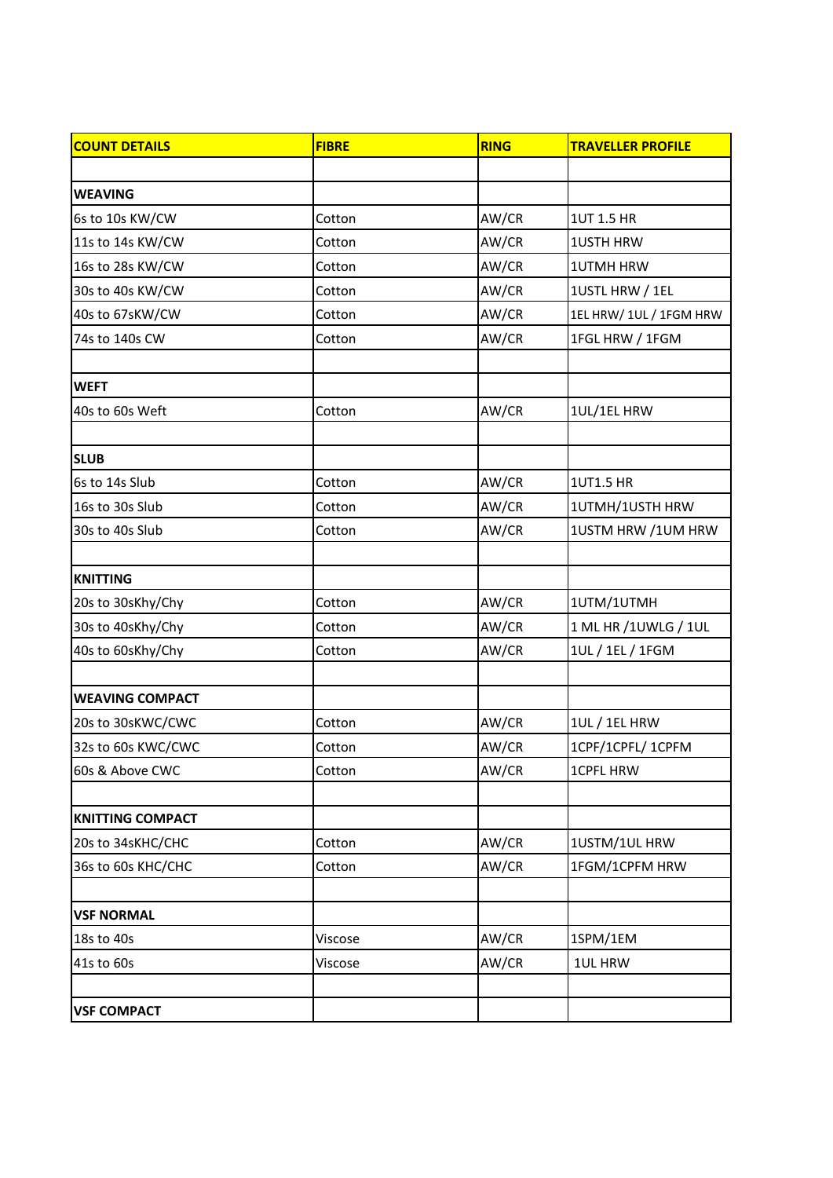| **COUNT DETAILS** | **FIBRE** | **RING** | **TRAVELLER PROFILE** |
| --- | --- | --- | --- |
| | | | |
| **WEAVING** | | | |
| 6s to 10s KW/CW | Cotton | AW/CR | 1UT 1.5 HR |
| 11s to 14s KW/CW | Cotton | AW/CR | 1USTH HRW |
| 16s to 28s KW/CW | Cotton | AW/CR | 1UTMH HRW |
| 30s to 40s KW/CW | Cotton | AW/CR | 1USTL HRW / 1EL |
| 40s to 67sKW/CW | Cotton | AW/CR | 1EL HRW/ 1UL / 1FGM HRW |
| 74s to 140s CW | Cotton | AW/CR | 1FGL HRW / 1FGM |
| | | | |
| **WEFT** | | | |
| 40s to 60s Weft | Cotton | AW/CR | 1UL/1EL HRW |
| | | | |
| **SLUB** | | | |
| 6s to 14s Slub | Cotton | AW/CR | 1UT1.5 HR |
| 16s to 30s Slub | Cotton | AW/CR | 1UTMH/1USTH HRW |
| 30s to 40s Slub | Cotton | AW/CR | 1USTM HRW /1UM HRW |
| | | | |
| **KNITTING** | | | |
| 20s to 30sKhy/Chy | Cotton | AW/CR | 1UTM/1UTMH |
| 30s to 40sKhy/Chy | Cotton | AW/CR | 1 ML HR /1UWLG / 1UL |
| 40s to 60sKhy/Chy | Cotton | AW/CR | 1UL / 1EL / 1FGM |
| | | | |
| **WEAVING COMPACT** | | | |
| 20s to 30sKWC/CWC | Cotton | AW/CR | 1UL / 1EL HRW |
| 32s to 60s KWC/CWC | Cotton | AW/CR | 1CPF/1CPFL/ 1CPFM |
| 60s & Above CWC | Cotton | AW/CR | 1CPFL HRW |
| | | | |
| **KNITTING COMPACT** | | | |
| 20s to 34sKHC/CHC | Cotton | AW/CR | 1USTM/1UL HRW |
| 36s to 60s KHC/CHC | Cotton | AW/CR | 1FGM/1CPFM HRW |
| | | | |
| **VSF NORMAL** | | | |
| 18s to 40s | Viscose | AW/CR | 1SPM/1EM |
| 41s to 60s | Viscose | AW/CR | 1UL HRW |
| | | | |
| **VSF COMPACT** | | | |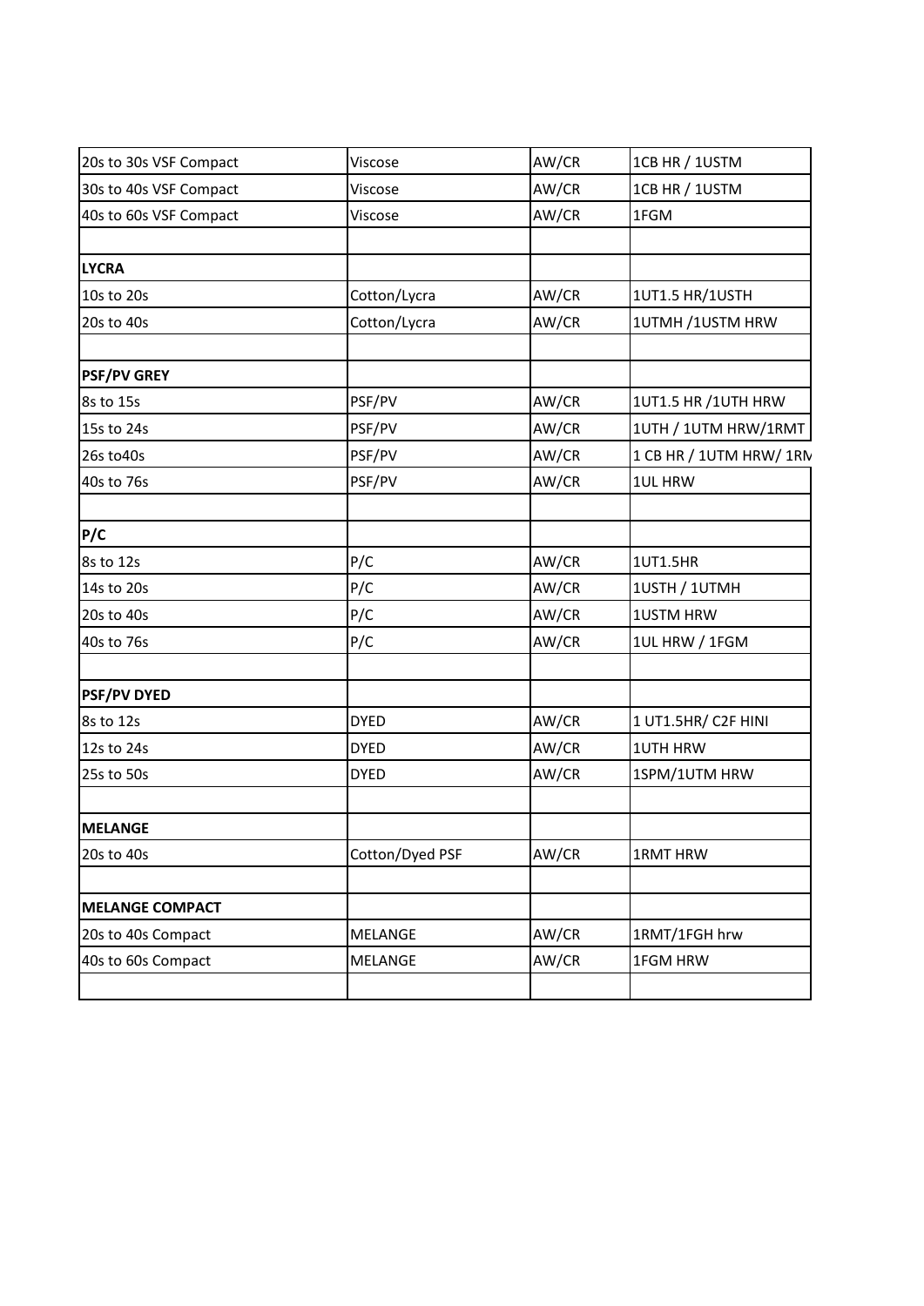| | | | |
|---|---|---|---|
| 20s to 30s VSF Compact | Viscose | AW/CR | 1CB HR / 1USTM |
| 30s to 40s VSF Compact | Viscose | AW/CR | 1CB HR / 1USTM |
| 40s to 60s VSF Compact | Viscose | AW/CR | 1FGM |
| | | | |
| **LYCRA** | | | |
| 10s to 20s | Cotton/Lycra | AW/CR | 1UT1.5 HR/1USTH |
| 20s to 40s | Cotton/Lycra | AW/CR | 1UTMH /1USTM HRW |
| | | | |
| **PSF/PV GREY** | | | |
| 8s to 15s | PSF/PV | AW/CR | 1UT1.5 HR /1UTH HRW |
| 15s to 24s | PSF/PV | AW/CR | 1UTH / 1UTM HRW/1RMT |
| 26s to40s | PSF/PV | AW/CR | 1 CB HR / 1UTM HRW/ 1RM |
| 40s to 76s | PSF/PV | AW/CR | 1UL HRW |
| | | | |
| **P/C** | | | |
| 8s to 12s | P/C | AW/CR | 1UT1.5HR |
| 14s to 20s | P/C | AW/CR | 1USTH / 1UTMH |
| 20s to 40s | P/C | AW/CR | 1USTM HRW |
| 40s to 76s | P/C | AW/CR | 1UL HRW / 1FGM |
| | | | |
| **PSF/PV DYED** | | | |
| 8s to 12s | DYED | AW/CR | 1 UT1.5HR/ C2F HINI |
| 12s to 24s | DYED | AW/CR | 1UTH HRW |
| 25s to 50s | DYED | AW/CR | 1SPM/1UTM HRW |
| | | | |
| **MELANGE** | | | |
| 20s to 40s | Cotton/Dyed PSF | AW/CR | 1RMT HRW |
| | | | |
| **MELANGE COMPACT** | | | |
| 20s to 40s Compact | MELANGE | AW/CR | 1RMT/1FGH hrw |
| 40s to 60s Compact | MELANGE | AW/CR | 1FGM HRW |
| | | | |